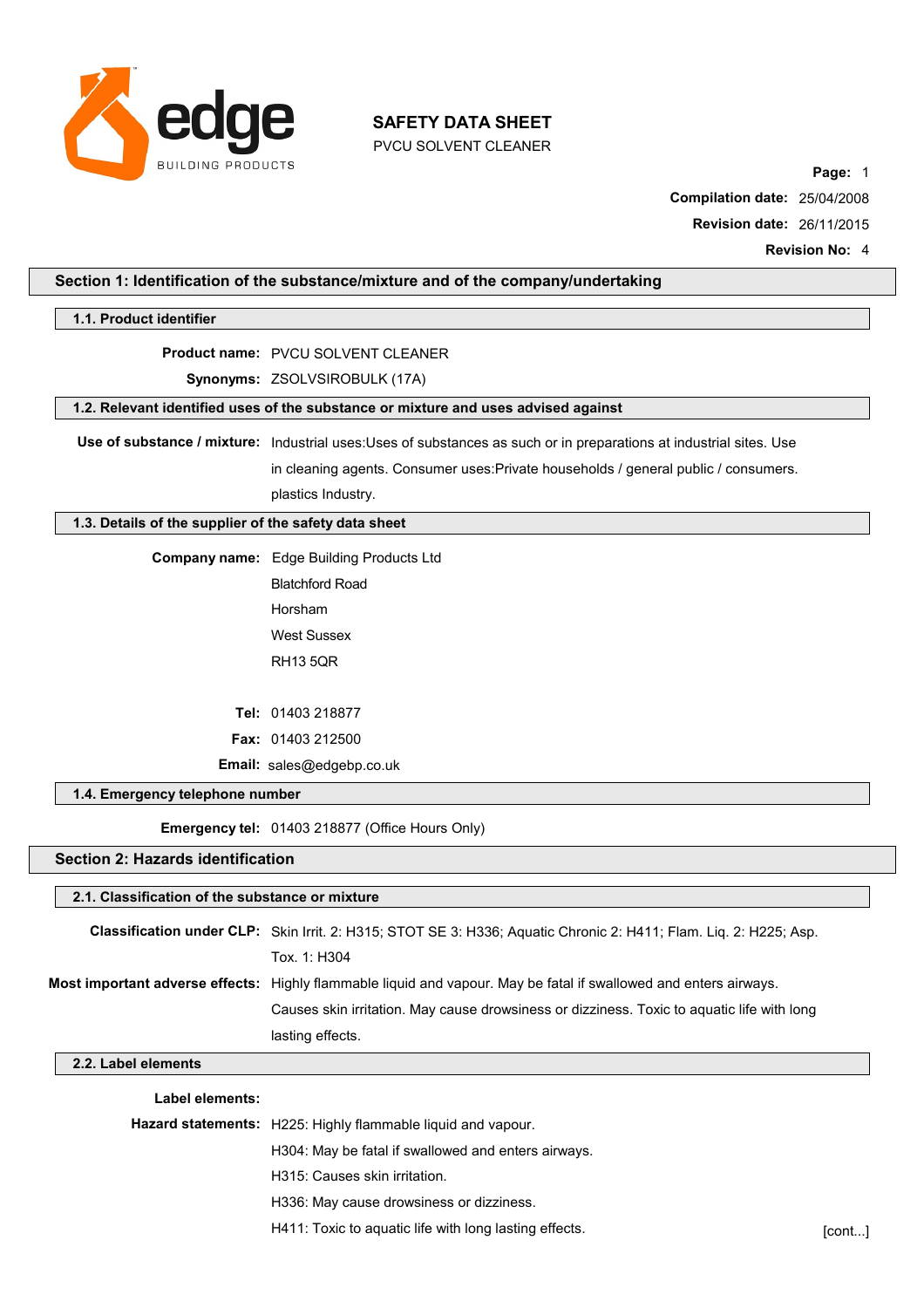# SAFETY DATA SHEET

PVCU SOLVENT CLEANER

**Page:** 1

**Compilation date:** 25/04/2008

**Revision date:** 26/11/2015

**Revision No:** 4

## Section 1: Identification of the substance/mixture and of the company/undertaking

### 1.1. Product identifier

**Product name:** PVCU SOLVENT CLEANER

**Synonyms:** ZSOLVSIROBULK (17A)

### 1.2. Relevant identified uses of the substance or mixture and uses advised against

**Use of substance / mixture:** Industrial uses:Uses of substances as such or in preparations at industrial sites. Use in cleaning agents. Consumer uses:Private households / general public / consumers. plastics Industry.

### 1.3. Details of the supplier of the safety data sheet

**Company name:** Edge Building Products Ltd

Blatchford Road

Horsham

West Sussex

RH13 5QR

**Tel:** 01403 218877

**Fax:** 01403 212500

**Email:** sales@edgebp.co.uk

### 1.4. Emergency telephone number

**Emergency tel:** 01403 218877 (Office Hours Only)

## Section 2: Hazards identification

### 2.1. Classification of the substance or mixture

**Classification under CLP:** Skin Irrit. 2: H315; STOT SE 3: H336; Aquatic Chronic 2: H411; Flam. Liq. 2: H225; Asp. Tox. 1: H304

**Most important adverse effects:** Highly flammable liquid and vapour. May be fatal if swallowed and enters airways. Causes skin irritation. May cause drowsiness or dizziness. Toxic to aquatic life with long lasting effects.

### 2.2. Label elements

**Label elements:**

**Hazard statements:** H225: Highly flammable liquid and vapour.

H304: May be fatal if swallowed and enters airways.

H315: Causes skin irritation.

H336: May cause drowsiness or dizziness.

H411: Toxic to aquatic life with long lasting effects.

[cont...]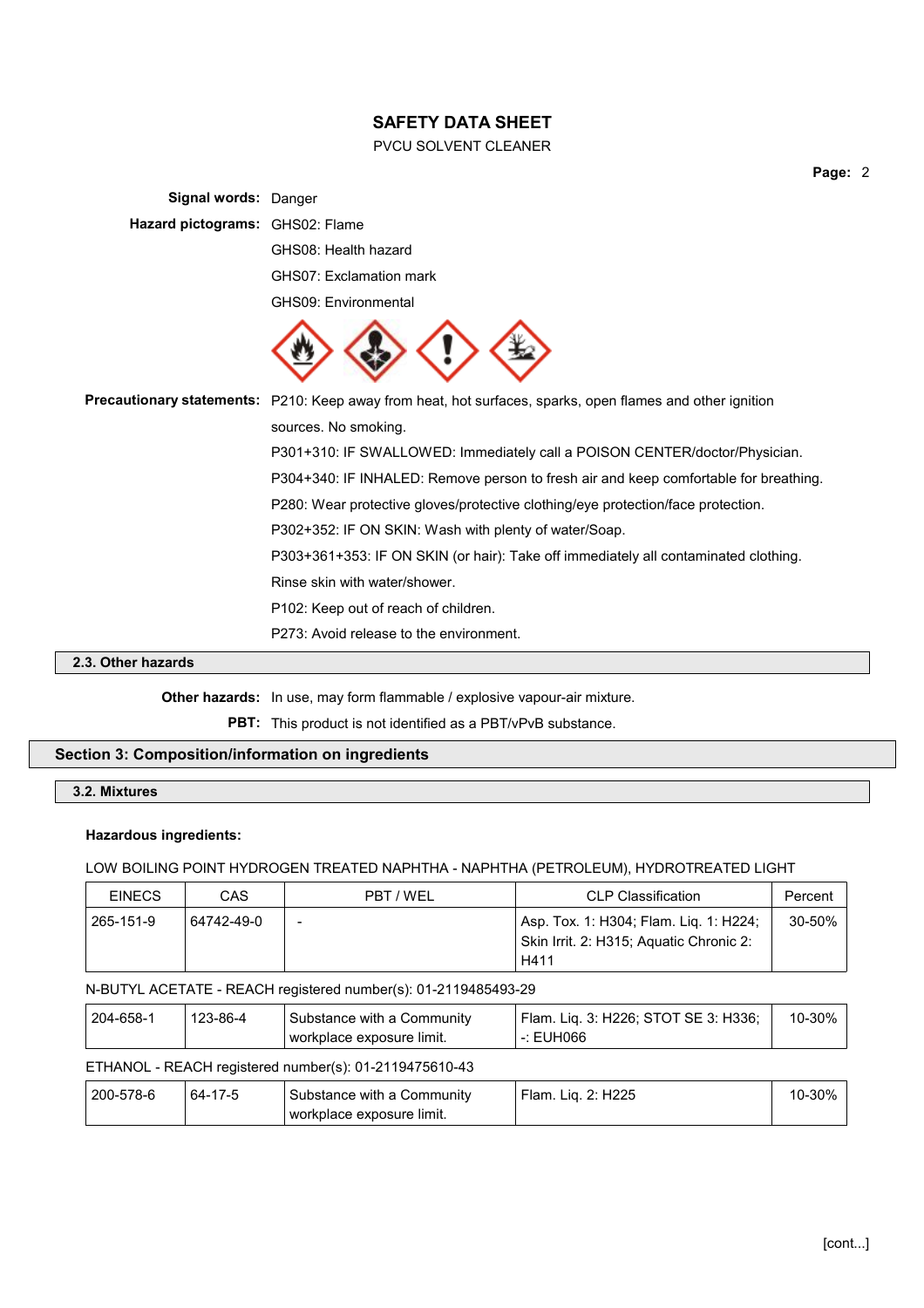**Signal words:** Danger

**Hazard pictograms:** GHS02: Flame

GHS08: Health hazard

GHS07: Exclamation mark

GHS09: Environmental

**Precautionary statements:** P210: Keep away from heat, hot surfaces, sparks, open flames and other ignition sources. No smoking.

P301+310: IF SWALLOWED: Immediately call a POISON CENTER/doctor/Physician.

P304+340: IF INHALED: Remove person to fresh air and keep comfortable for breathing.

P280: Wear protective gloves/protective clothing/eye protection/face protection.

P302+352: IF ON SKIN: Wash with plenty of water/Soap.

P303+361+353: IF ON SKIN (or hair): Take off immediately all contaminated clothing. Rinse skin with water/shower.

P102: Keep out of reach of children.

P273: Avoid release to the environment.

### 2.3. Other hazards

**Other hazards:** In use, may form flammable / explosive vapour-air mixture.

**PBT:** This product is not identified as a PBT/vPvB substance.

## Section 3: Composition/information on ingredients

### 3.2. Mixtures

**Hazardous ingredients:**

LOW BOILING POINT HYDROGEN TREATED NAPHTHA - NAPHTHA (PETROLEUM), HYDROTREATED LIGHT

| EINECS | CAS | PBT / WEL | CLP Classification | Percent |
|---|---|---|---|---|
| 265-151-9 | 64742-49-0 | - | Asp. Tox. 1: H304; Flam. Liq. 1: H224; Skin Irrit. 2: H315; Aquatic Chronic 2: H411 | 30-50% |

N-BUTYL ACETATE - REACH registered number(s): 01-2119485493-29

| EINECS | CAS | PBT / WEL | CLP Classification | Percent |
|---|---|---|---|---|
| 204-658-1 | 123-86-4 | Substance with a Community workplace exposure limit. | Flam. Liq. 3: H226; STOT SE 3: H336; -: EUH066 | 10-30% |

ETHANOL - REACH registered number(s): 01-2119475610-43

| EINECS | CAS | PBT / WEL | CLP Classification | Percent |
|---|---|---|---|---|
| 200-578-6 | 64-17-5 | Substance with a Community workplace exposure limit. | Flam. Liq. 2: H225 | 10-30% |

[cont...]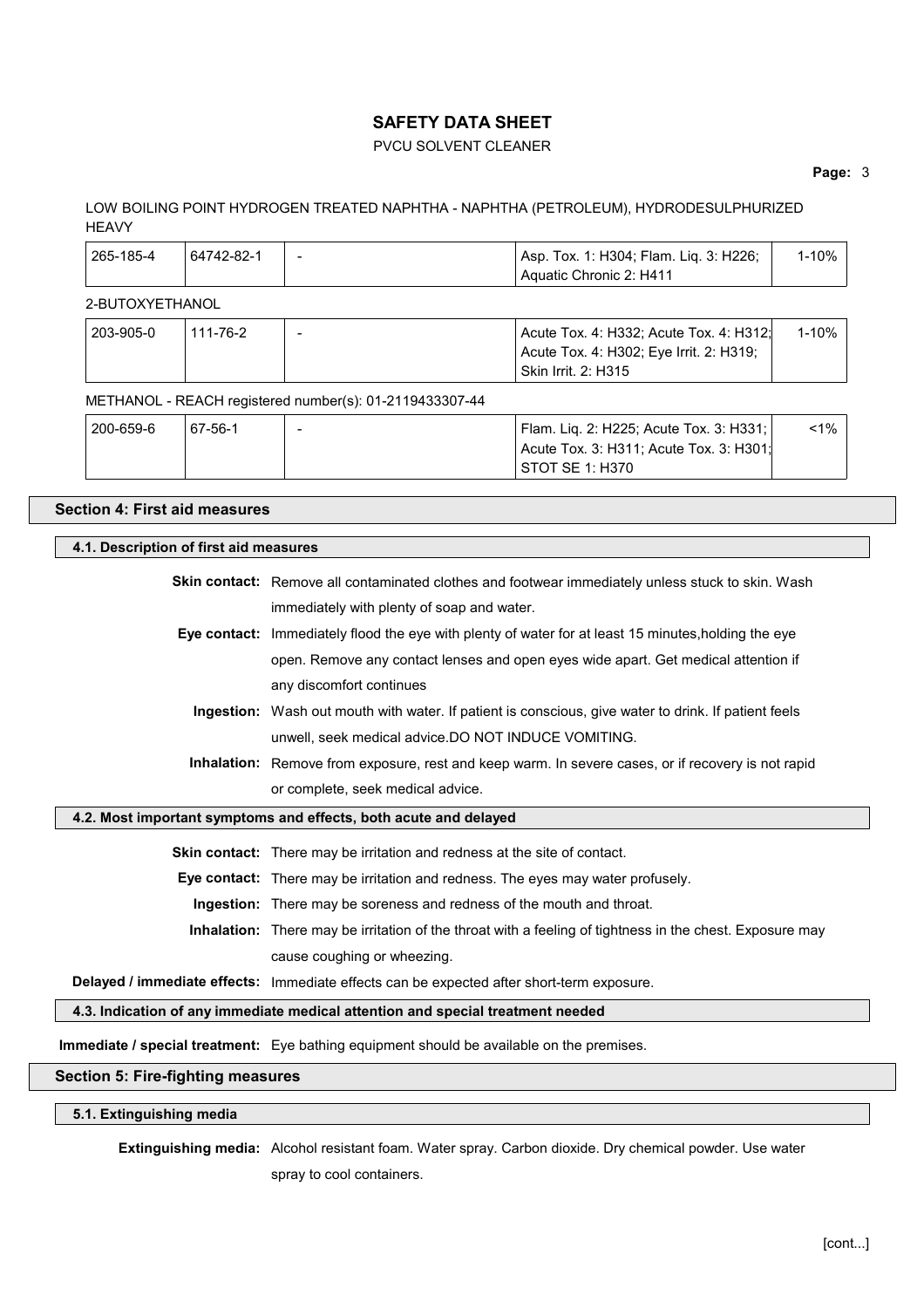LOW BOILING POINT HYDROGEN TREATED NAPHTHA - NAPHTHA (PETROLEUM), HYDRODESULPHURIZED HEAVY

| | | | | |
|---|---|---|---|---|
| 265-185-4 | 64742-82-1 | - | Asp. Tox. 1: H304; Flam. Liq. 3: H226; Aquatic Chronic 2: H411 | 1-10% |

2-BUTOXYETHANOL

| | | | | |
|---|---|---|---|---|
| 203-905-0 | 111-76-2 | - | Acute Tox. 4: H332; Acute Tox. 4: H312; Acute Tox. 4: H302; Eye Irrit. 2: H319; Skin Irrit. 2: H315 | 1-10% |

METHANOL - REACH registered number(s): 01-2119433307-44

| | | | | |
|---|---|---|---|---|
| 200-659-6 | 67-56-1 | - | Flam. Liq. 2: H225; Acute Tox. 3: H331; Acute Tox. 3: H311; Acute Tox. 3: H301; STOT SE 1: H370 | <1% |

## Section 4: First aid measures

### 4.1. Description of first aid measures

**Skin contact:** Remove all contaminated clothes and footwear immediately unless stuck to skin. Wash immediately with plenty of soap and water.

**Eye contact:** Immediately flood the eye with plenty of water for at least 15 minutes,holding the eye open. Remove any contact lenses and open eyes wide apart. Get medical attention if any discomfort continues

**Ingestion:** Wash out mouth with water. If patient is conscious, give water to drink. If patient feels unwell, seek medical advice.DO NOT INDUCE VOMITING.

**Inhalation:** Remove from exposure, rest and keep warm. In severe cases, or if recovery is not rapid or complete, seek medical advice.

### 4.2. Most important symptoms and effects, both acute and delayed

**Skin contact:** There may be irritation and redness at the site of contact.

**Eye contact:** There may be irritation and redness. The eyes may water profusely.

**Ingestion:** There may be soreness and redness of the mouth and throat.

**Inhalation:** There may be irritation of the throat with a feeling of tightness in the chest. Exposure may cause coughing or wheezing.

**Delayed / immediate effects:** Immediate effects can be expected after short-term exposure.

### 4.3. Indication of any immediate medical attention and special treatment needed

**Immediate / special treatment:** Eye bathing equipment should be available on the premises.

## Section 5: Fire-fighting measures

### 5.1. Extinguishing media

**Extinguishing media:** Alcohol resistant foam. Water spray. Carbon dioxide. Dry chemical powder. Use water spray to cool containers.

[cont...]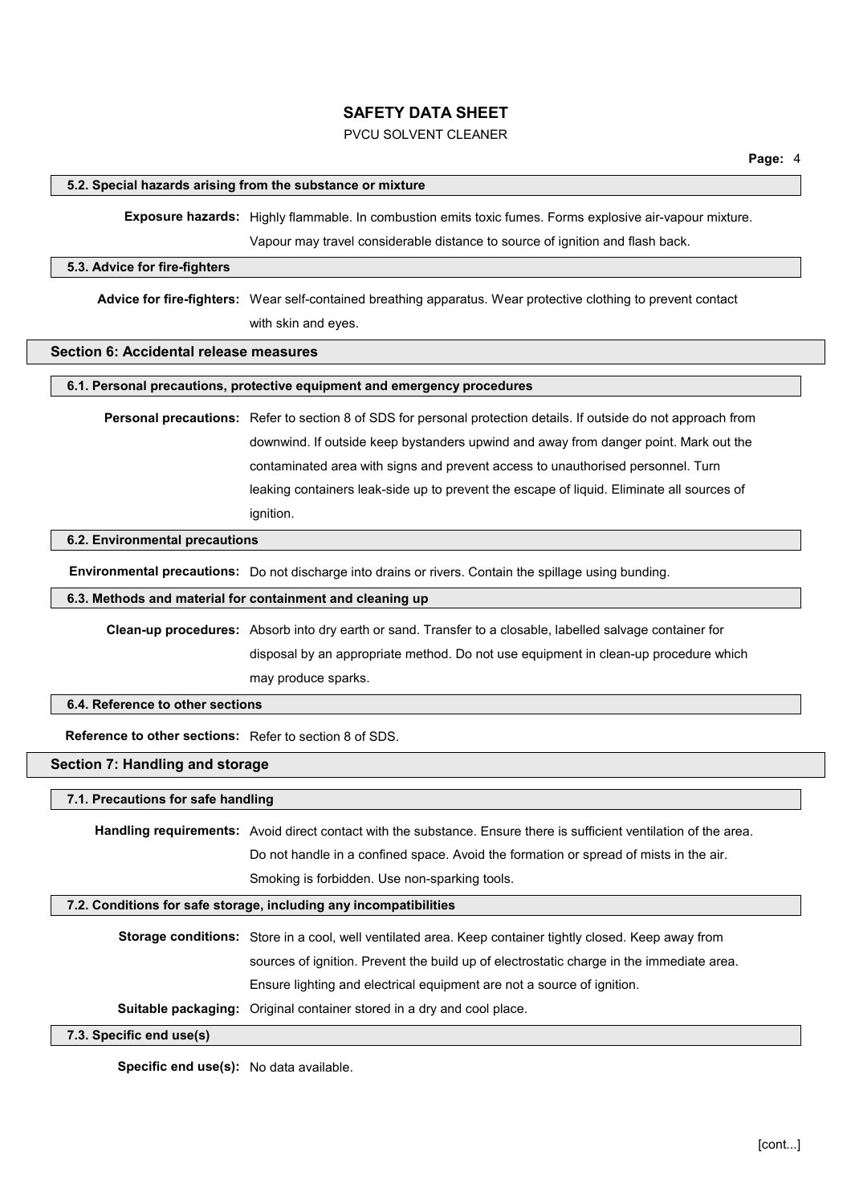### 5.2. Special hazards arising from the substance or mixture

**Exposure hazards:** Highly flammable. In combustion emits toxic fumes. Forms explosive air-vapour mixture. Vapour may travel considerable distance to source of ignition and flash back.

### 5.3. Advice for fire-fighters

**Advice for fire-fighters:** Wear self-contained breathing apparatus. Wear protective clothing to prevent contact with skin and eyes.

## Section 6: Accidental release measures

### 6.1. Personal precautions, protective equipment and emergency procedures

**Personal precautions:** Refer to section 8 of SDS for personal protection details. If outside do not approach from downwind. If outside keep bystanders upwind and away from danger point. Mark out the contaminated area with signs and prevent access to unauthorised personnel. Turn leaking containers leak-side up to prevent the escape of liquid. Eliminate all sources of ignition.

### 6.2. Environmental precautions

**Environmental precautions:** Do not discharge into drains or rivers. Contain the spillage using bunding.

### 6.3. Methods and material for containment and cleaning up

**Clean-up procedures:** Absorb into dry earth or sand. Transfer to a closable, labelled salvage container for disposal by an appropriate method. Do not use equipment in clean-up procedure which may produce sparks.

### 6.4. Reference to other sections

**Reference to other sections:** Refer to section 8 of SDS.

## Section 7: Handling and storage

### 7.1. Precautions for safe handling

**Handling requirements:** Avoid direct contact with the substance. Ensure there is sufficient ventilation of the area. Do not handle in a confined space. Avoid the formation or spread of mists in the air. Smoking is forbidden. Use non-sparking tools.

### 7.2. Conditions for safe storage, including any incompatibilities

**Storage conditions:** Store in a cool, well ventilated area. Keep container tightly closed. Keep away from sources of ignition. Prevent the build up of electrostatic charge in the immediate area. Ensure lighting and electrical equipment are not a source of ignition.

**Suitable packaging:** Original container stored in a dry and cool place.

### 7.3. Specific end use(s)

**Specific end use(s):** No data available.

[cont...]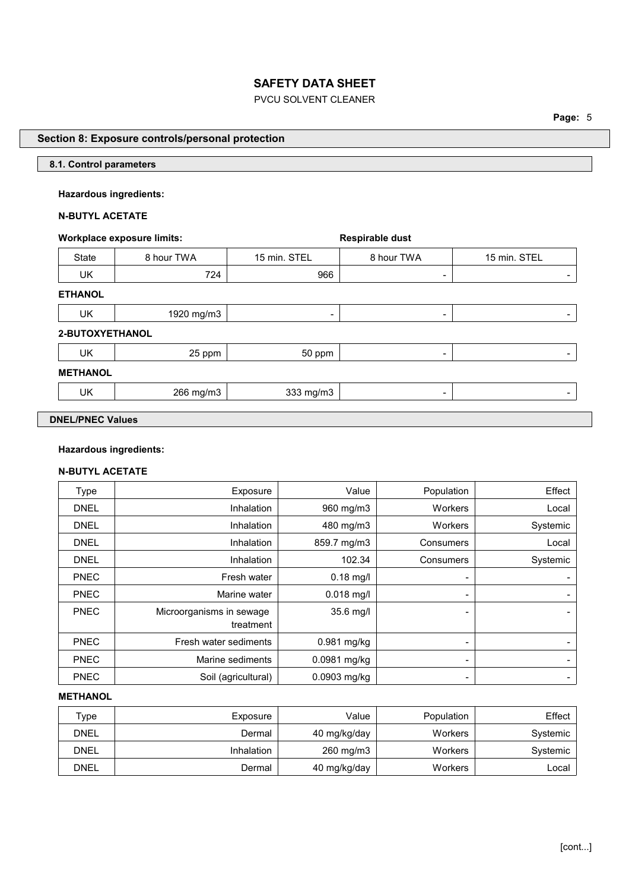## Section 8: Exposure controls/personal protection

### 8.1. Control parameters

**Hazardous ingredients:**

**N-BUTYL ACETATE**

**Workplace exposure limits:** **Respirable dust**

| State | 8 hour TWA | 15 min. STEL | 8 hour TWA | 15 min. STEL |
|---|---|---|---|---|
| UK | 724 | 966 | - | - |

**ETHANOL**

| State | 8 hour TWA | 15 min. STEL | 8 hour TWA | 15 min. STEL |
|---|---|---|---|---|
| UK | 1920 mg/m3 | - | - | - |

**2-BUTOXYETHANOL**

| State | 8 hour TWA | 15 min. STEL | 8 hour TWA | 15 min. STEL |
|---|---|---|---|---|
| UK | 25 ppm | 50 ppm | - | - |

**METHANOL**

| State | 8 hour TWA | 15 min. STEL | 8 hour TWA | 15 min. STEL |
|---|---|---|---|---|
| UK | 266 mg/m3 | 333 mg/m3 | - | - |

### DNEL/PNEC Values

**Hazardous ingredients:**

**N-BUTYL ACETATE**

| Type | Exposure | Value | Population | Effect |
|---|---|---|---|---|
| DNEL | Inhalation | 960 mg/m3 | Workers | Local |
| DNEL | Inhalation | 480 mg/m3 | Workers | Systemic |
| DNEL | Inhalation | 859.7 mg/m3 | Consumers | Local |
| DNEL | Inhalation | 102.34 | Consumers | Systemic |
| PNEC | Fresh water | 0.18 mg/l | - | - |
| PNEC | Marine water | 0.018 mg/l | - | - |
| PNEC | Microorganisms in sewage treatment | 35.6 mg/l | - | - |
| PNEC | Fresh water sediments | 0.981 mg/kg | - | - |
| PNEC | Marine sediments | 0.0981 mg/kg | - | - |
| PNEC | Soil (agricultural) | 0.0903 mg/kg | - | - |

**METHANOL**

| Type | Exposure | Value | Population | Effect |
|---|---|---|---|---|
| DNEL | Dermal | 40 mg/kg/day | Workers | Systemic |
| DNEL | Inhalation | 260 mg/m3 | Workers | Systemic |
| DNEL | Dermal | 40 mg/kg/day | Workers | Local |

[cont...]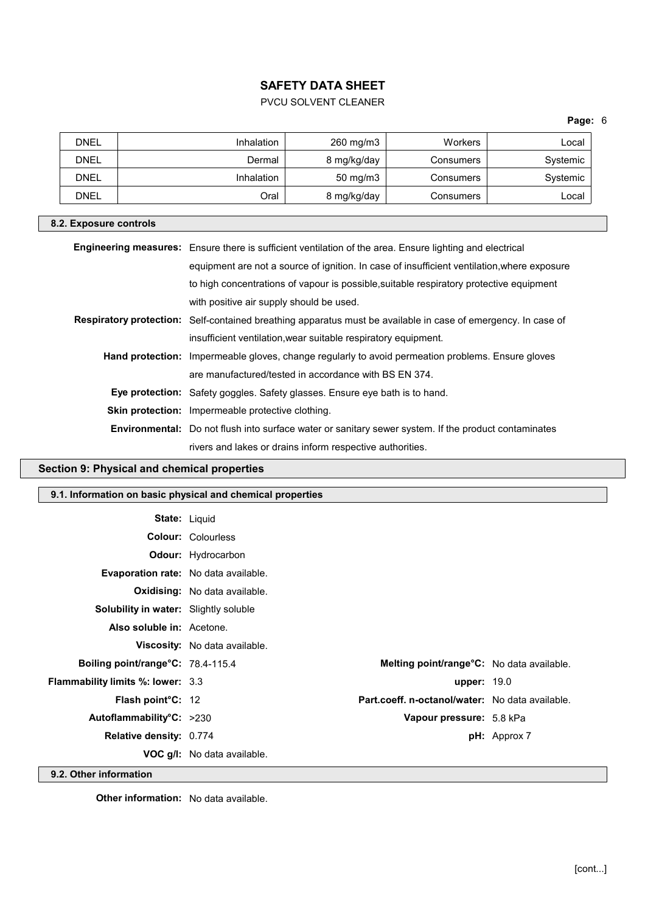| DNEL | Inhalation | 260 mg/m3 | Workers | Local |
|---|---|---|---|---|
| DNEL | Dermal | 8 mg/kg/day | Consumers | Systemic |
| DNEL | Inhalation | 50 mg/m3 | Consumers | Systemic |
| DNEL | Oral | 8 mg/kg/day | Consumers | Local |

### 8.2. Exposure controls

**Engineering measures:** Ensure there is sufficient ventilation of the area. Ensure lighting and electrical equipment are not a source of ignition. In case of insufficient ventilation,where exposure to high concentrations of vapour is possible,suitable respiratory protective equipment with positive air supply should be used.

**Respiratory protection:** Self-contained breathing apparatus must be available in case of emergency. In case of insufficient ventilation,wear suitable respiratory equipment.

**Hand protection:** Impermeable gloves, change regularly to avoid permeation problems. Ensure gloves are manufactured/tested in accordance with BS EN 374.

**Eye protection:** Safety goggles. Safety glasses. Ensure eye bath is to hand.

**Skin protection:** Impermeable protective clothing.

**Environmental:** Do not flush into surface water or sanitary sewer system. If the product contaminates rivers and lakes or drains inform respective authorities.

## Section 9: Physical and chemical properties

### 9.1. Information on basic physical and chemical properties

**State:** Liquid

**Colour:** Colourless

**Odour:** Hydrocarbon

**Evaporation rate:** No data available.

**Oxidising:** No data available.

**Solubility in water:** Slightly soluble

**Also soluble in:** Acetone.

**Viscosity:** No data available.

**Boiling point/range°C:** 78.4-115.4

**Melting point/range°C:** No data available.

**Flammability limits %: lower:** 3.3

**upper:** 19.0

**Flash point°C:** 12

**Part.coeff. n-octanol/water:** No data available.

**Autoflammability°C:** >230

**Vapour pressure:** 5.8 kPa

**Relative density:** 0.774

**pH:** Approx 7

**VOC g/l:** No data available.

### 9.2. Other information

**Other information:** No data available.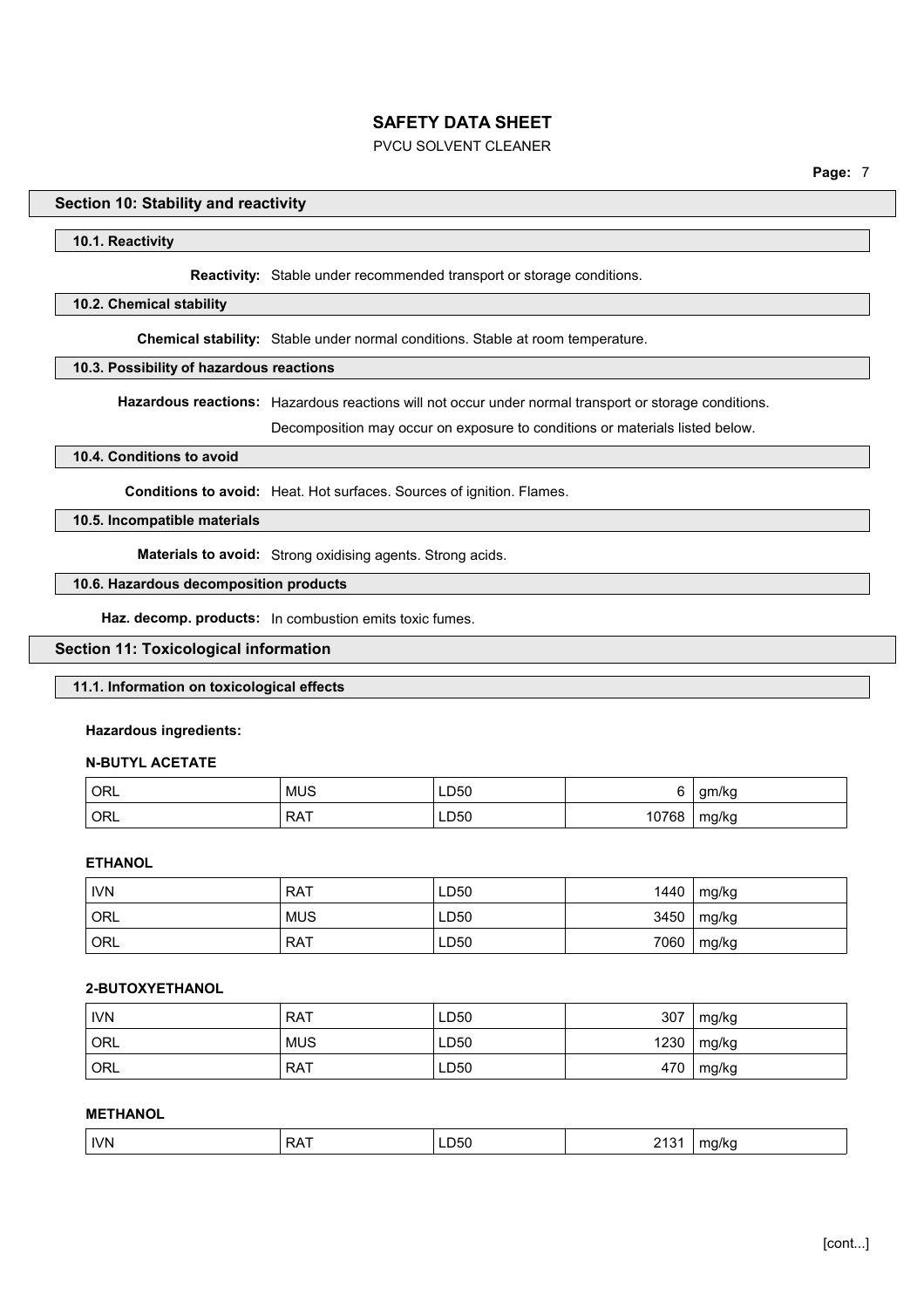## Section 10: Stability and reactivity

### 10.1. Reactivity

**Reactivity:** Stable under recommended transport or storage conditions.

### 10.2. Chemical stability

**Chemical stability:** Stable under normal conditions. Stable at room temperature.

### 10.3. Possibility of hazardous reactions

**Hazardous reactions:** Hazardous reactions will not occur under normal transport or storage conditions.

Decomposition may occur on exposure to conditions or materials listed below.

### 10.4. Conditions to avoid

**Conditions to avoid:** Heat. Hot surfaces. Sources of ignition. Flames.

### 10.5. Incompatible materials

**Materials to avoid:** Strong oxidising agents. Strong acids.

### 10.6. Hazardous decomposition products

**Haz. decomp. products:** In combustion emits toxic fumes.

## Section 11: Toxicological information

### 11.1. Information on toxicological effects

**Hazardous ingredients:**

**N-BUTYL ACETATE**

| | | | | |
|---|---|---|---|---|
| ORL | MUS | LD50 | 6 | gm/kg |
| ORL | RAT | LD50 | 10768 | mg/kg |

**ETHANOL**

| | | | | |
|---|---|---|---|---|
| IVN | RAT | LD50 | 1440 | mg/kg |
| ORL | MUS | LD50 | 3450 | mg/kg |
| ORL | RAT | LD50 | 7060 | mg/kg |

**2-BUTOXYETHANOL**

| | | | | |
|---|---|---|---|---|
| IVN | RAT | LD50 | 307 | mg/kg |
| ORL | MUS | LD50 | 1230 | mg/kg |
| ORL | RAT | LD50 | 470 | mg/kg |

**METHANOL**

| | | | | |
|---|---|---|---|---|
| IVN | RAT | LD50 | 2131 | mg/kg |

[cont...]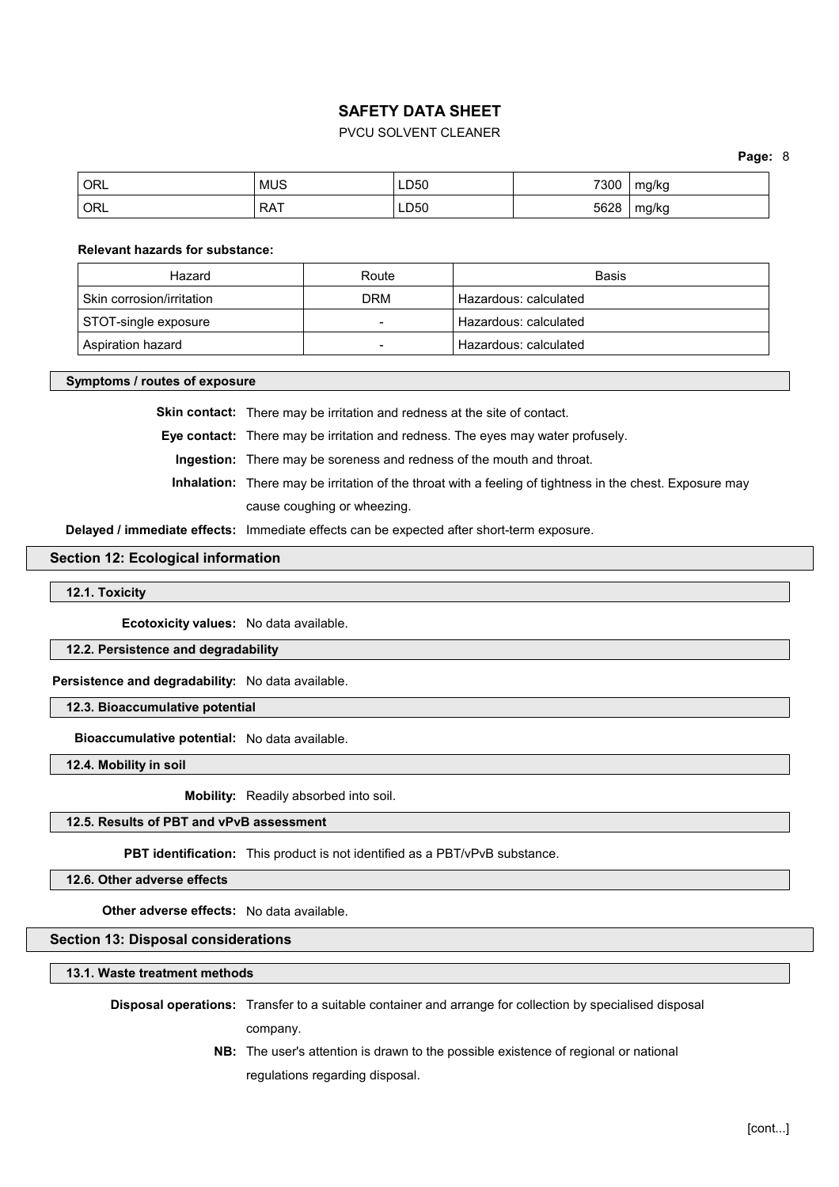| ORL | MUS | LD50 | 7300 | mg/kg |
|---|---|---|---|---|
| ORL | RAT | LD50 | 5628 | mg/kg |

**Relevant hazards for substance:**

| Hazard | Route | Basis |
|---|---|---|
| Skin corrosion/irritation | DRM | Hazardous: calculated |
| STOT-single exposure | - | Hazardous: calculated |
| Aspiration hazard | - | Hazardous: calculated |

### Symptoms / routes of exposure

**Skin contact:** There may be irritation and redness at the site of contact.

**Eye contact:** There may be irritation and redness. The eyes may water profusely.

**Ingestion:** There may be soreness and redness of the mouth and throat.

**Inhalation:** There may be irritation of the throat with a feeling of tightness in the chest. Exposure may cause coughing or wheezing.

**Delayed / immediate effects:** Immediate effects can be expected after short-term exposure.

## Section 12: Ecological information

### 12.1. Toxicity

**Ecotoxicity values:** No data available.

### 12.2. Persistence and degradability

**Persistence and degradability:** No data available.

### 12.3. Bioaccumulative potential

**Bioaccumulative potential:** No data available.

### 12.4. Mobility in soil

**Mobility:** Readily absorbed into soil.

### 12.5. Results of PBT and vPvB assessment

**PBT identification:** This product is not identified as a PBT/vPvB substance.

### 12.6. Other adverse effects

**Other adverse effects:** No data available.

## Section 13: Disposal considerations

### 13.1. Waste treatment methods

**Disposal operations:** Transfer to a suitable container and arrange for collection by specialised disposal company.

**NB:** The user's attention is drawn to the possible existence of regional or national regulations regarding disposal.

[cont...]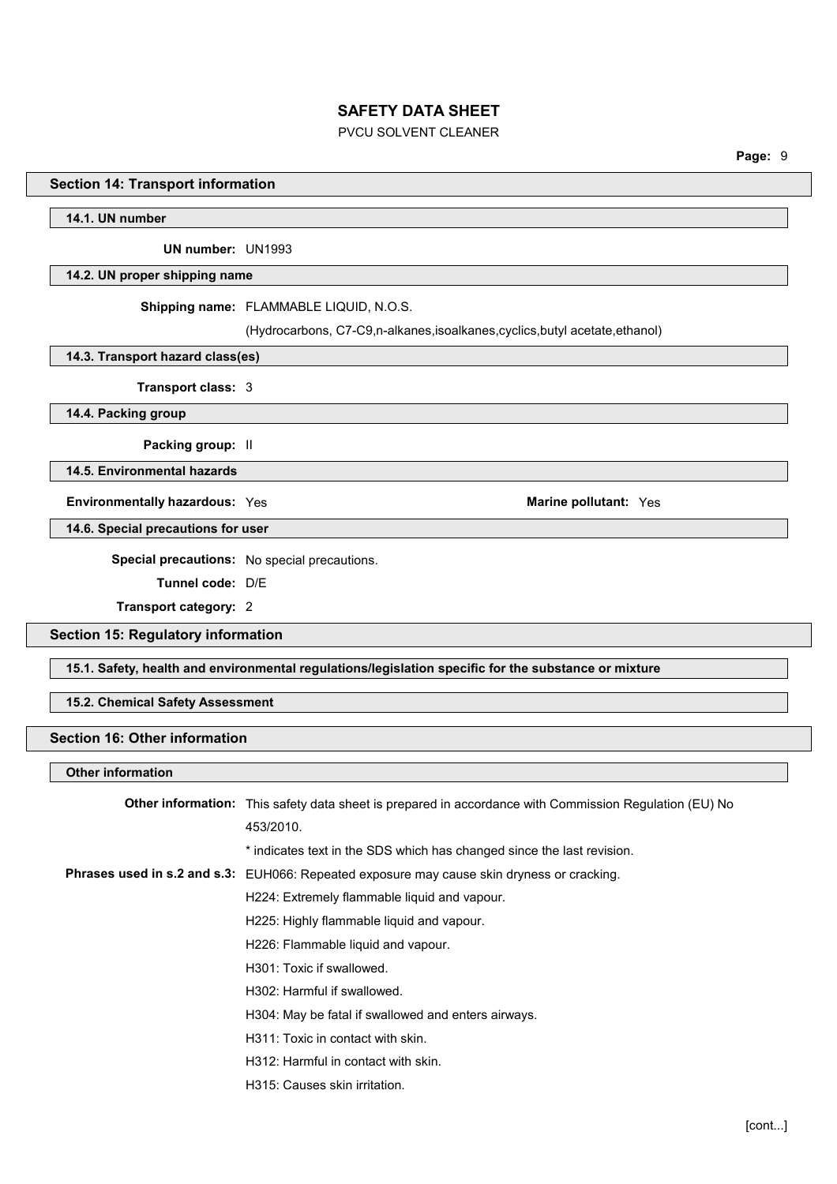## Section 14: Transport information

### 14.1. UN number

**UN number:** UN1993

### 14.2. UN proper shipping name

**Shipping name:** FLAMMABLE LIQUID, N.O.S.

(Hydrocarbons, C7-C9,n-alkanes,isoalkanes,cyclics,butyl acetate,ethanol)

### 14.3. Transport hazard class(es)

**Transport class:** 3

### 14.4. Packing group

**Packing group:** II

### 14.5. Environmental hazards

**Environmentally hazardous:** Yes

**Marine pollutant:** Yes

### 14.6. Special precautions for user

**Special precautions:** No special precautions.

**Tunnel code:** D/E

**Transport category:** 2

## Section 15: Regulatory information

### 15.1. Safety, health and environmental regulations/legislation specific for the substance or mixture

### 15.2. Chemical Safety Assessment

## Section 16: Other information

### Other information

**Other information:** This safety data sheet is prepared in accordance with Commission Regulation (EU) No 453/2010.

* indicates text in the SDS which has changed since the last revision.

**Phrases used in s.2 and s.3:** EUH066: Repeated exposure may cause skin dryness or cracking.

H224: Extremely flammable liquid and vapour.

H225: Highly flammable liquid and vapour.

H226: Flammable liquid and vapour.

H301: Toxic if swallowed.

H302: Harmful if swallowed.

H304: May be fatal if swallowed and enters airways.

H311: Toxic in contact with skin.

H312: Harmful in contact with skin.

H315: Causes skin irritation.

[cont...]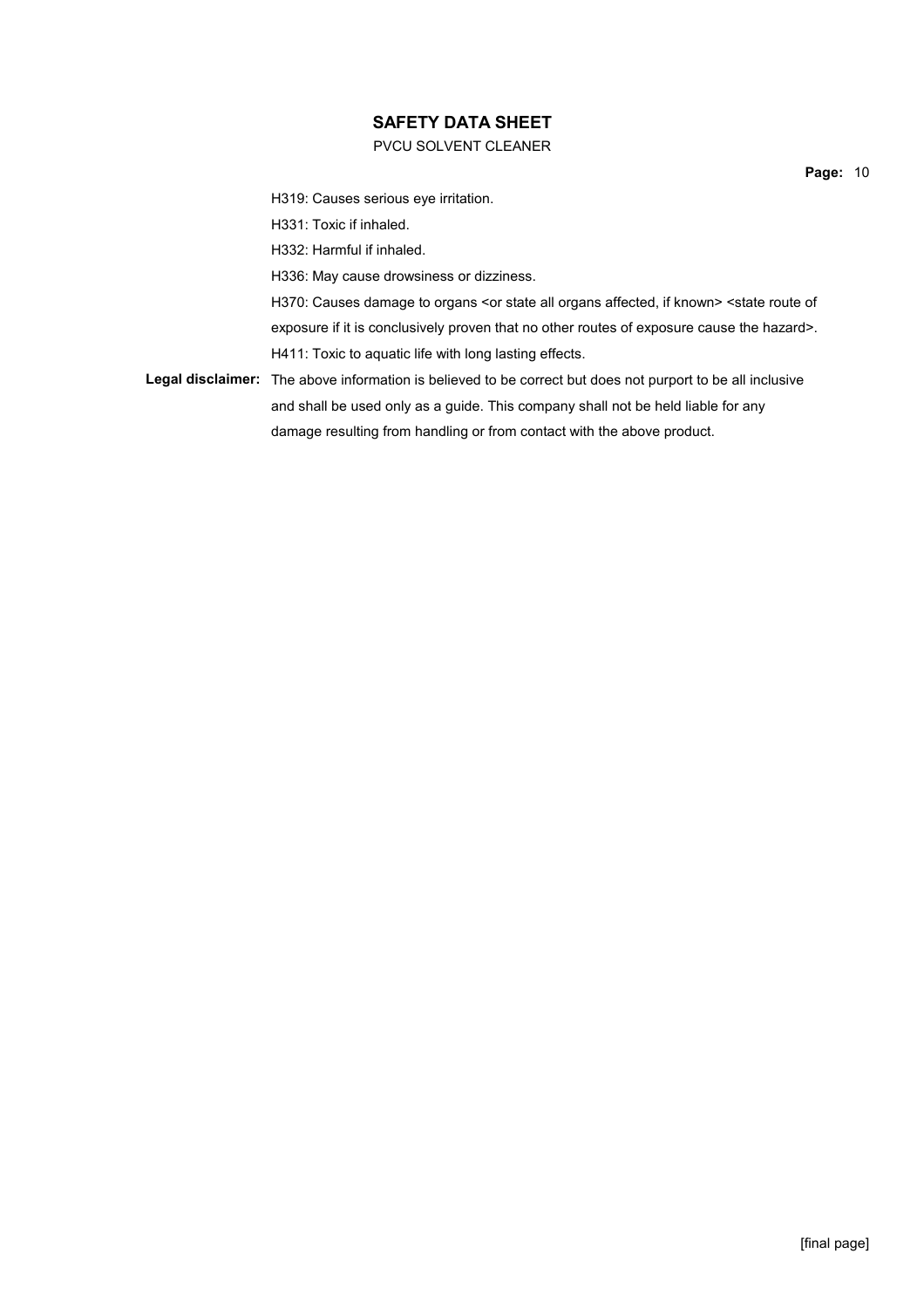H319: Causes serious eye irritation.

H331: Toxic if inhaled.

H332: Harmful if inhaled.

H336: May cause drowsiness or dizziness.

H370: Causes damage to organs <or state all organs affected, if known> <state route of exposure if it is conclusively proven that no other routes of exposure cause the hazard>.

H411: Toxic to aquatic life with long lasting effects.

**Legal disclaimer:** The above information is believed to be correct but does not purport to be all inclusive and shall be used only as a guide. This company shall not be held liable for any damage resulting from handling or from contact with the above product.